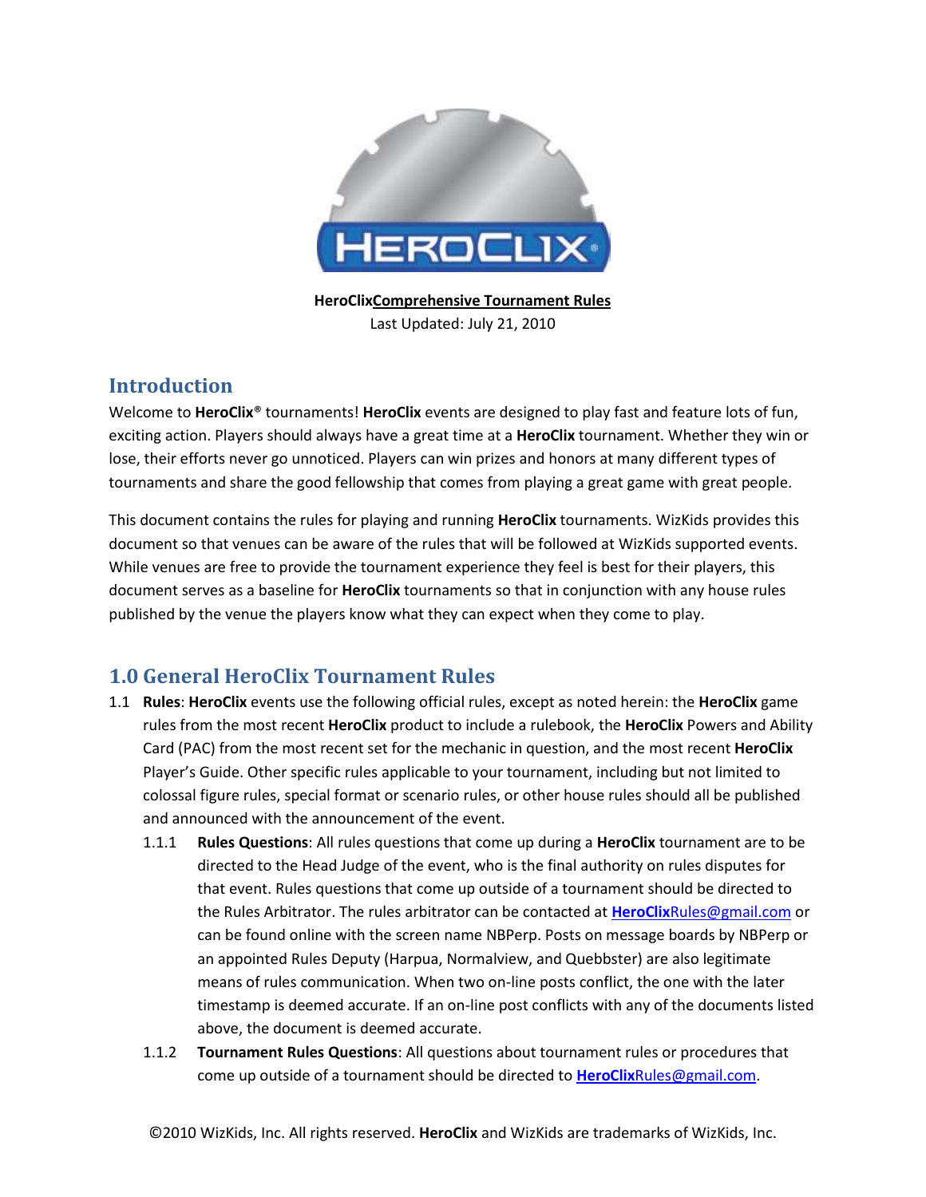**HeroClix**<u>**Comprehensive Tournament Rules**</u>

Last Updated: July 21, 2010

## Introduction

Welcome to **HeroClix**® tournaments! **HeroClix** events are designed to play fast and feature lots of fun, exciting action. Players should always have a great time at a **HeroClix** tournament. Whether they win or lose, their efforts never go unnoticed. Players can win prizes and honors at many different types of tournaments and share the good fellowship that comes from playing a great game with great people.

This document contains the rules for playing and running **HeroClix** tournaments. WizKids provides this document so that venues can be aware of the rules that will be followed at WizKids supported events. While venues are free to provide the tournament experience they feel is best for their players, this document serves as a baseline for **HeroClix** tournaments so that in conjunction with any house rules published by the venue the players know what they can expect when they come to play.

## 1.0 General HeroClix Tournament Rules

1.1 **Rules**: **HeroClix** events use the following official rules, except as noted herein: the **HeroClix** game rules from the most recent **HeroClix** product to include a rulebook, the **HeroClix** Powers and Ability Card (PAC) from the most recent set for the mechanic in question, and the most recent **HeroClix** Player's Guide. Other specific rules applicable to your tournament, including but not limited to colossal figure rules, special format or scenario rules, or other house rules should all be published and announced with the announcement of the event.

1.1.1 **Rules Questions**: All rules questions that come up during a **HeroClix** tournament are to be directed to the Head Judge of the event, who is the final authority on rules disputes for that event. Rules questions that come up outside of a tournament should be directed to the Rules Arbitrator. The rules arbitrator can be contacted at **HeroClix**Rules@gmail.com or can be found online with the screen name NBPerp. Posts on message boards by NBPerp or an appointed Rules Deputy (Harpua, Normalview, and Quebbster) are also legitimate means of rules communication. When two on-line posts conflict, the one with the later timestamp is deemed accurate. If an on-line post conflicts with any of the documents listed above, the document is deemed accurate.

1.1.2 **Tournament Rules Questions**: All questions about tournament rules or procedures that come up outside of a tournament should be directed to **HeroClix**Rules@gmail.com.

©2010 WizKids, Inc. All rights reserved. **HeroClix** and WizKids are trademarks of WizKids, Inc.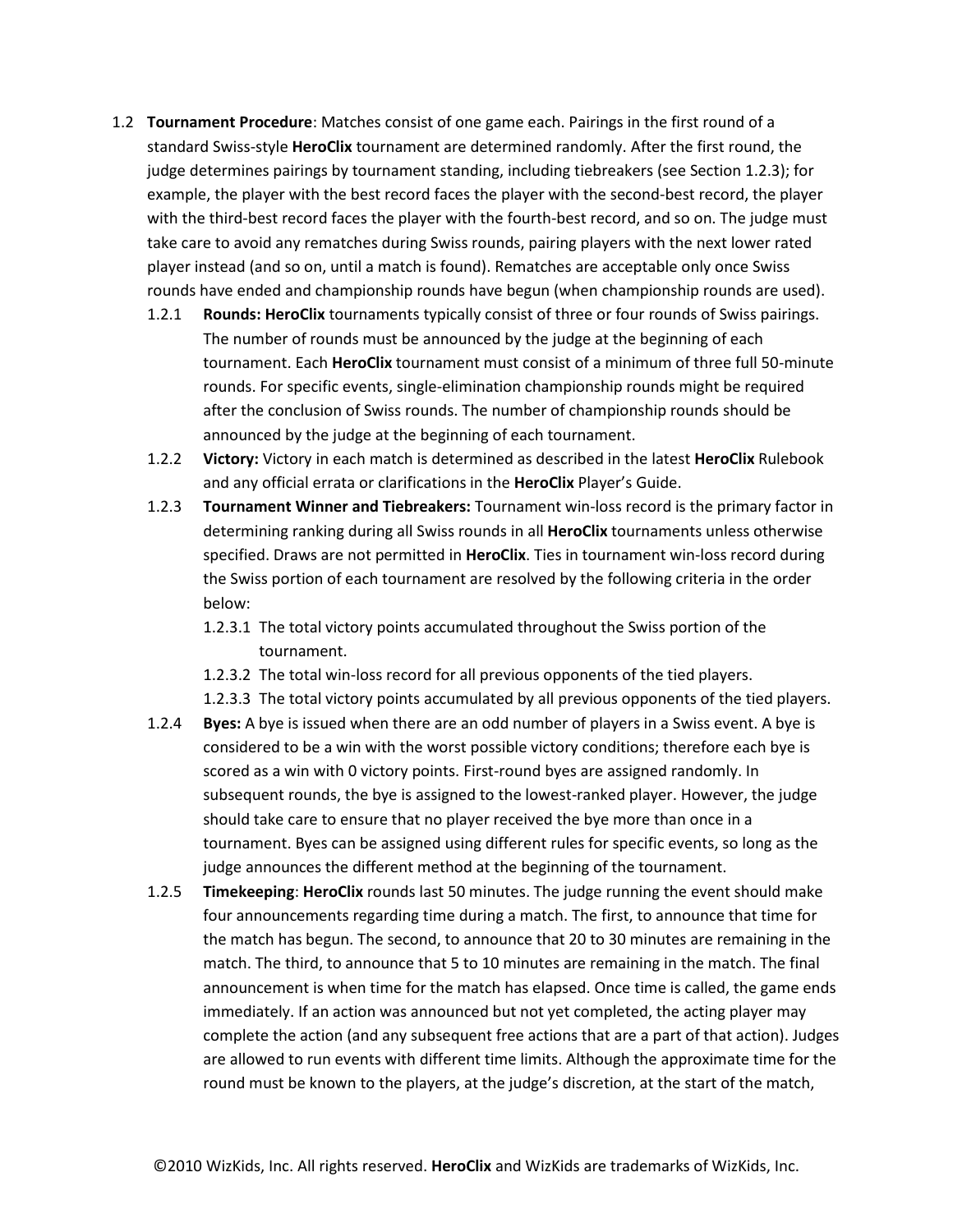1.2 **Tournament Procedure**: Matches consist of one game each. Pairings in the first round of a standard Swiss-style **HeroClix** tournament are determined randomly. After the first round, the judge determines pairings by tournament standing, including tiebreakers (see Section 1.2.3); for example, the player with the best record faces the player with the second-best record, the player with the third-best record faces the player with the fourth-best record, and so on. The judge must take care to avoid any rematches during Swiss rounds, pairing players with the next lower rated player instead (and so on, until a match is found). Rematches are acceptable only once Swiss rounds have ended and championship rounds have begun (when championship rounds are used).

1.2.1 **Rounds: HeroClix** tournaments typically consist of three or four rounds of Swiss pairings. The number of rounds must be announced by the judge at the beginning of each tournament. Each **HeroClix** tournament must consist of a minimum of three full 50-minute rounds. For specific events, single-elimination championship rounds might be required after the conclusion of Swiss rounds. The number of championship rounds should be announced by the judge at the beginning of each tournament.

1.2.2 **Victory:** Victory in each match is determined as described in the latest **HeroClix** Rulebook and any official errata or clarifications in the **HeroClix** Player's Guide.

1.2.3 **Tournament Winner and Tiebreakers:** Tournament win-loss record is the primary factor in determining ranking during all Swiss rounds in all **HeroClix** tournaments unless otherwise specified. Draws are not permitted in **HeroClix**. Ties in tournament win-loss record during the Swiss portion of each tournament are resolved by the following criteria in the order below:

1.2.3.1 The total victory points accumulated throughout the Swiss portion of the tournament.

1.2.3.2 The total win-loss record for all previous opponents of the tied players.

1.2.3.3 The total victory points accumulated by all previous opponents of the tied players.

1.2.4 **Byes:** A bye is issued when there are an odd number of players in a Swiss event. A bye is considered to be a win with the worst possible victory conditions; therefore each bye is scored as a win with 0 victory points. First-round byes are assigned randomly. In subsequent rounds, the bye is assigned to the lowest-ranked player. However, the judge should take care to ensure that no player received the bye more than once in a tournament. Byes can be assigned using different rules for specific events, so long as the judge announces the different method at the beginning of the tournament.

1.2.5 **Timekeeping**: **HeroClix** rounds last 50 minutes. The judge running the event should make four announcements regarding time during a match. The first, to announce that time for the match has begun. The second, to announce that 20 to 30 minutes are remaining in the match. The third, to announce that 5 to 10 minutes are remaining in the match. The final announcement is when time for the match has elapsed. Once time is called, the game ends immediately. If an action was announced but not yet completed, the acting player may complete the action (and any subsequent free actions that are a part of that action). Judges are allowed to run events with different time limits. Although the approximate time for the round must be known to the players, at the judge's discretion, at the start of the match,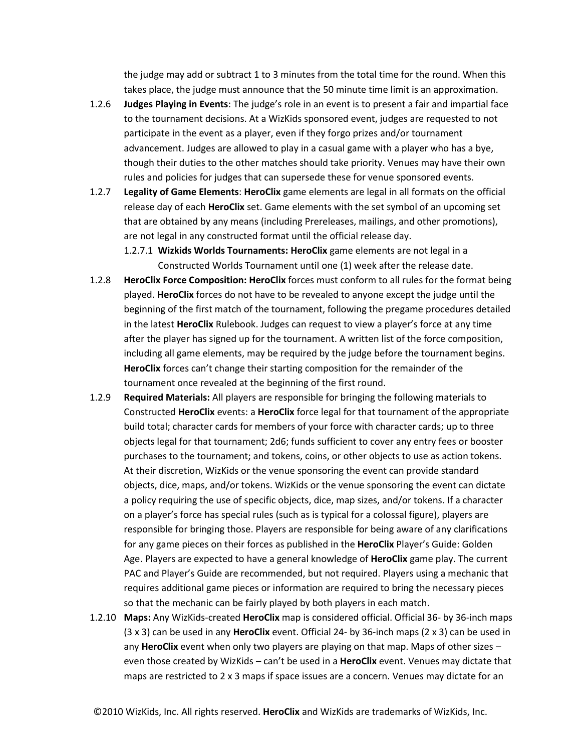the judge may add or subtract 1 to 3 minutes from the total time for the round. When this takes place, the judge must announce that the 50 minute time limit is an approximation.

1.2.6 **Judges Playing in Events**: The judge's role in an event is to present a fair and impartial face to the tournament decisions. At a WizKids sponsored event, judges are requested to not participate in the event as a player, even if they forgo prizes and/or tournament advancement. Judges are allowed to play in a casual game with a player who has a bye, though their duties to the other matches should take priority. Venues may have their own rules and policies for judges that can supersede these for venue sponsored events.

1.2.7 **Legality of Game Elements**: **HeroClix** game elements are legal in all formats on the official release day of each **HeroClix** set. Game elements with the set symbol of an upcoming set that are obtained by any means (including Prereleases, mailings, and other promotions), are not legal in any constructed format until the official release day.

1.2.7.1 **Wizkids Worlds Tournaments: HeroClix** game elements are not legal in a Constructed Worlds Tournament until one (1) week after the release date.

1.2.8 **HeroClix Force Composition: HeroClix** forces must conform to all rules for the format being played. **HeroClix** forces do not have to be revealed to anyone except the judge until the beginning of the first match of the tournament, following the pregame procedures detailed in the latest **HeroClix** Rulebook. Judges can request to view a player's force at any time after the player has signed up for the tournament. A written list of the force composition, including all game elements, may be required by the judge before the tournament begins. **HeroClix** forces can't change their starting composition for the remainder of the tournament once revealed at the beginning of the first round.

1.2.9 **Required Materials:** All players are responsible for bringing the following materials to Constructed **HeroClix** events: a **HeroClix** force legal for that tournament of the appropriate build total; character cards for members of your force with character cards; up to three objects legal for that tournament; 2d6; funds sufficient to cover any entry fees or booster purchases to the tournament; and tokens, coins, or other objects to use as action tokens. At their discretion, WizKids or the venue sponsoring the event can provide standard objects, dice, maps, and/or tokens. WizKids or the venue sponsoring the event can dictate a policy requiring the use of specific objects, dice, map sizes, and/or tokens. If a character on a player's force has special rules (such as is typical for a colossal figure), players are responsible for bringing those. Players are responsible for being aware of any clarifications for any game pieces on their forces as published in the **HeroClix** Player's Guide: Golden Age. Players are expected to have a general knowledge of **HeroClix** game play. The current PAC and Player's Guide are recommended, but not required. Players using a mechanic that requires additional game pieces or information are required to bring the necessary pieces so that the mechanic can be fairly played by both players in each match.

1.2.10 **Maps:** Any WizKids-created **HeroClix** map is considered official. Official 36- by 36-inch maps (3 x 3) can be used in any **HeroClix** event. Official 24- by 36-inch maps (2 x 3) can be used in any **HeroClix** event when only two players are playing on that map. Maps of other sizes – even those created by WizKids – can't be used in a **HeroClix** event. Venues may dictate that maps are restricted to 2 x 3 maps if space issues are a concern. Venues may dictate for an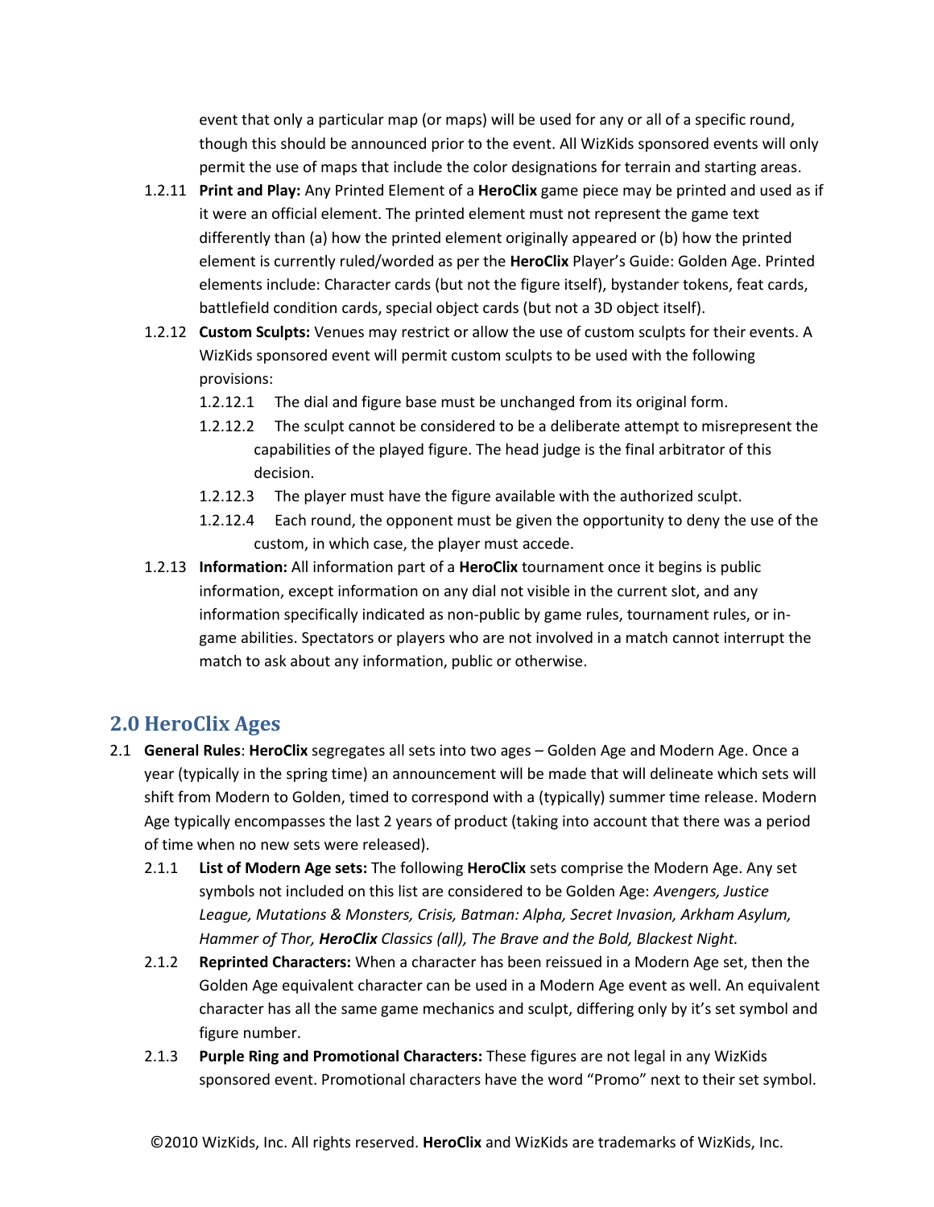event that only a particular map (or maps) will be used for any or all of a specific round, though this should be announced prior to the event. All WizKids sponsored events will only permit the use of maps that include the color designations for terrain and starting areas.

1.2.11 **Print and Play:** Any Printed Element of a **HeroClix** game piece may be printed and used as if it were an official element. The printed element must not represent the game text differently than (a) how the printed element originally appeared or (b) how the printed element is currently ruled/worded as per the **HeroClix** Player's Guide: Golden Age. Printed elements include: Character cards (but not the figure itself), bystander tokens, feat cards, battlefield condition cards, special object cards (but not a 3D object itself).

1.2.12 **Custom Sculpts:** Venues may restrict or allow the use of custom sculpts for their events. A WizKids sponsored event will permit custom sculpts to be used with the following provisions:

1.2.12.1 The dial and figure base must be unchanged from its original form.

1.2.12.2 The sculpt cannot be considered to be a deliberate attempt to misrepresent the capabilities of the played figure. The head judge is the final arbitrator of this decision.

1.2.12.3 The player must have the figure available with the authorized sculpt.

1.2.12.4 Each round, the opponent must be given the opportunity to deny the use of the custom, in which case, the player must accede.

1.2.13 **Information:** All information part of a **HeroClix** tournament once it begins is public information, except information on any dial not visible in the current slot, and any information specifically indicated as non-public by game rules, tournament rules, or in-game abilities. Spectators or players who are not involved in a match cannot interrupt the match to ask about any information, public or otherwise.

## 2.0 HeroClix Ages

2.1 **General Rules**: **HeroClix** segregates all sets into two ages – Golden Age and Modern Age. Once a year (typically in the spring time) an announcement will be made that will delineate which sets will shift from Modern to Golden, timed to correspond with a (typically) summer time release. Modern Age typically encompasses the last 2 years of product (taking into account that there was a period of time when no new sets were released).

2.1.1 **List of Modern Age sets:** The following **HeroClix** sets comprise the Modern Age. Any set symbols not included on this list are considered to be Golden Age: *Avengers, Justice League, Mutations & Monsters, Crisis, Batman: Alpha, Secret Invasion, Arkham Asylum, Hammer of Thor,* ***HeroClix*** *Classics (all), The Brave and the Bold, Blackest Night.*

2.1.2 **Reprinted Characters:** When a character has been reissued in a Modern Age set, then the Golden Age equivalent character can be used in a Modern Age event as well. An equivalent character has all the same game mechanics and sculpt, differing only by it's set symbol and figure number.

2.1.3 **Purple Ring and Promotional Characters:** These figures are not legal in any WizKids sponsored event. Promotional characters have the word "Promo" next to their set symbol.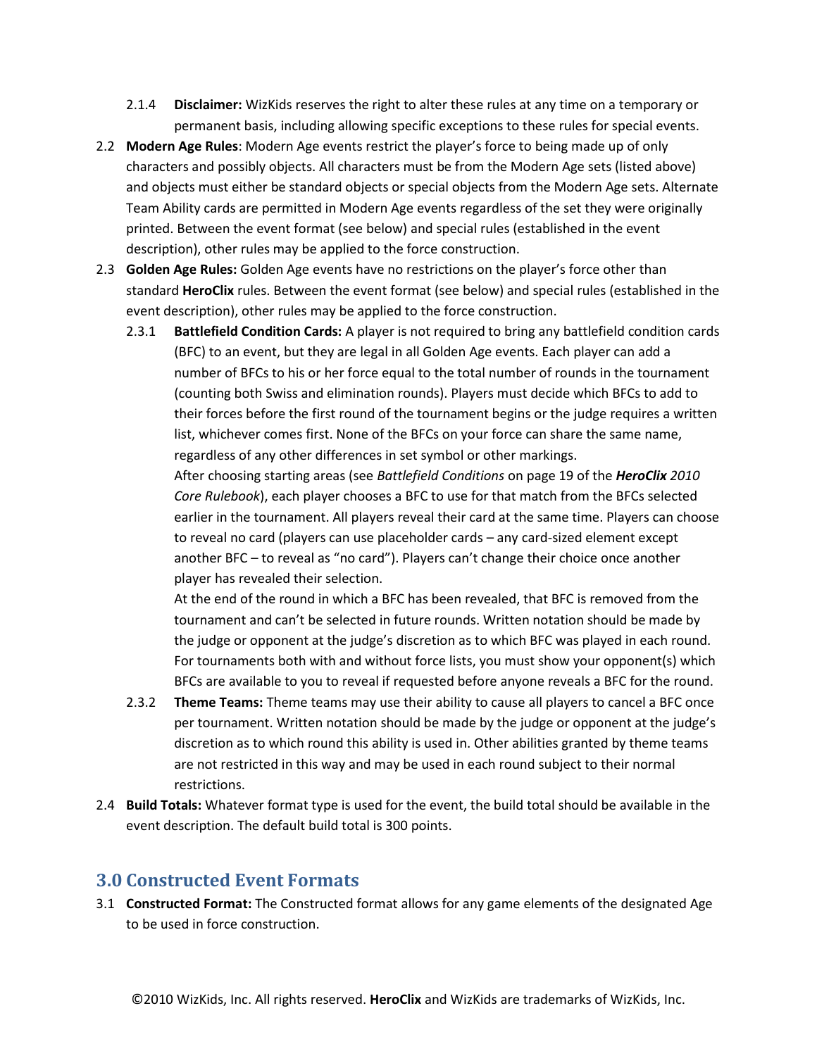2.1.4 **Disclaimer:** WizKids reserves the right to alter these rules at any time on a temporary or permanent basis, including allowing specific exceptions to these rules for special events.

2.2 **Modern Age Rules**: Modern Age events restrict the player's force to being made up of only characters and possibly objects. All characters must be from the Modern Age sets (listed above) and objects must either be standard objects or special objects from the Modern Age sets. Alternate Team Ability cards are permitted in Modern Age events regardless of the set they were originally printed. Between the event format (see below) and special rules (established in the event description), other rules may be applied to the force construction.

2.3 **Golden Age Rules:** Golden Age events have no restrictions on the player's force other than standard **HeroClix** rules. Between the event format (see below) and special rules (established in the event description), other rules may be applied to the force construction.

2.3.1 **Battlefield Condition Cards:** A player is not required to bring any battlefield condition cards (BFC) to an event, but they are legal in all Golden Age events. Each player can add a number of BFCs to his or her force equal to the total number of rounds in the tournament (counting both Swiss and elimination rounds). Players must decide which BFCs to add to their forces before the first round of the tournament begins or the judge requires a written list, whichever comes first. None of the BFCs on your force can share the same name, regardless of any other differences in set symbol or other markings.

After choosing starting areas (see *Battlefield Conditions* on page 19 of the ***HeroClix** 2010 Core Rulebook*), each player chooses a BFC to use for that match from the BFCs selected earlier in the tournament. All players reveal their card at the same time. Players can choose to reveal no card (players can use placeholder cards – any card-sized element except another BFC – to reveal as "no card"). Players can't change their choice once another player has revealed their selection.

At the end of the round in which a BFC has been revealed, that BFC is removed from the tournament and can't be selected in future rounds. Written notation should be made by the judge or opponent at the judge's discretion as to which BFC was played in each round. For tournaments both with and without force lists, you must show your opponent(s) which BFCs are available to you to reveal if requested before anyone reveals a BFC for the round.

2.3.2 **Theme Teams:** Theme teams may use their ability to cause all players to cancel a BFC once per tournament. Written notation should be made by the judge or opponent at the judge's discretion as to which round this ability is used in. Other abilities granted by theme teams are not restricted in this way and may be used in each round subject to their normal restrictions.

2.4 **Build Totals:** Whatever format type is used for the event, the build total should be available in the event description. The default build total is 300 points.

## 3.0 Constructed Event Formats

3.1 **Constructed Format:** The Constructed format allows for any game elements of the designated Age to be used in force construction.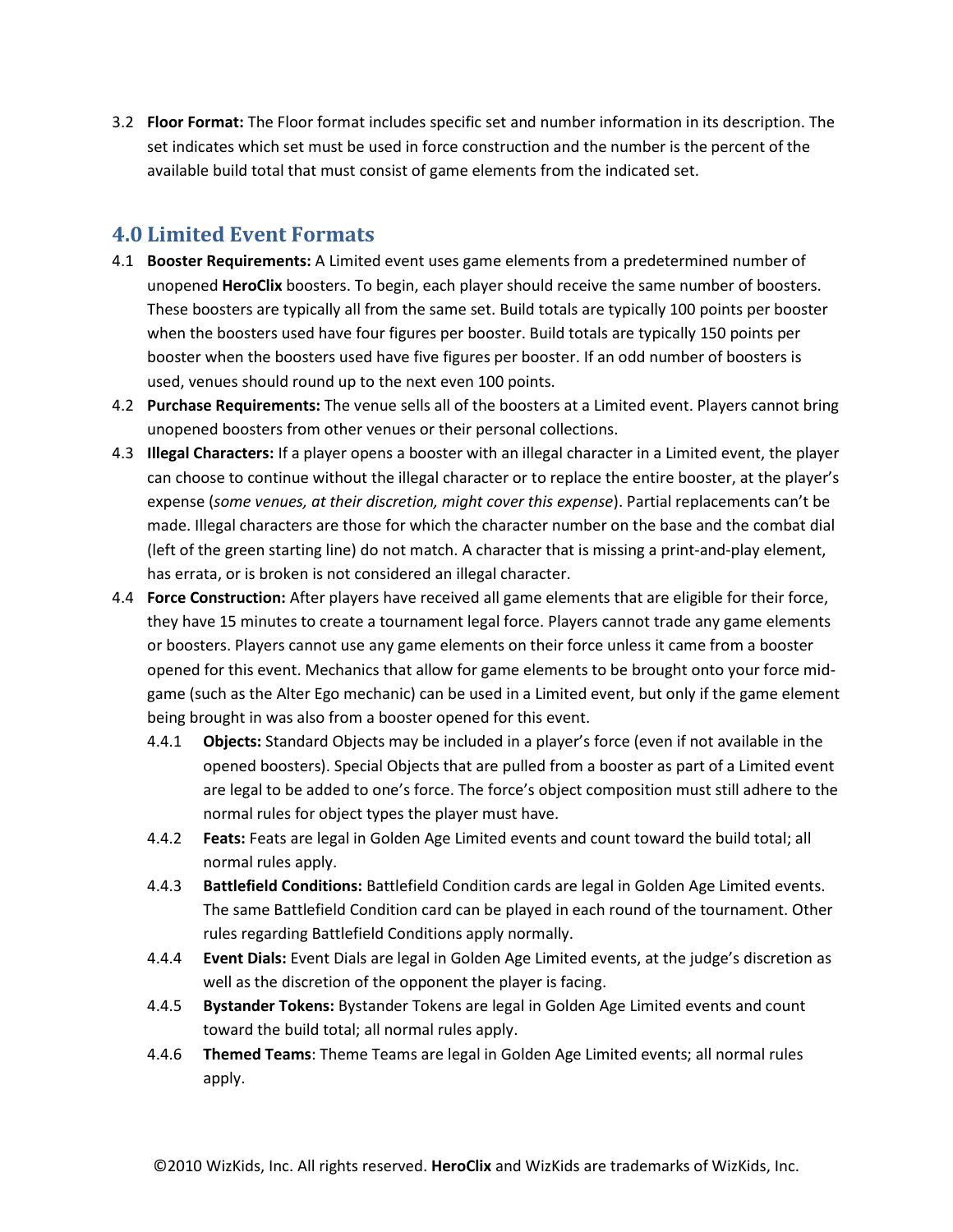3.2 **Floor Format:** The Floor format includes specific set and number information in its description. The set indicates which set must be used in force construction and the number is the percent of the available build total that must consist of game elements from the indicated set.

## 4.0 Limited Event Formats

4.1 **Booster Requirements:** A Limited event uses game elements from a predetermined number of unopened **HeroClix** boosters. To begin, each player should receive the same number of boosters. These boosters are typically all from the same set. Build totals are typically 100 points per booster when the boosters used have four figures per booster. Build totals are typically 150 points per booster when the boosters used have five figures per booster. If an odd number of boosters is used, venues should round up to the next even 100 points.

4.2 **Purchase Requirements:** The venue sells all of the boosters at a Limited event. Players cannot bring unopened boosters from other venues or their personal collections.

4.3 **Illegal Characters:** If a player opens a booster with an illegal character in a Limited event, the player can choose to continue without the illegal character or to replace the entire booster, at the player's expense (*some venues, at their discretion, might cover this expense*). Partial replacements can't be made. Illegal characters are those for which the character number on the base and the combat dial (left of the green starting line) do not match. A character that is missing a print-and-play element, has errata, or is broken is not considered an illegal character.

4.4 **Force Construction:** After players have received all game elements that are eligible for their force, they have 15 minutes to create a tournament legal force. Players cannot trade any game elements or boosters. Players cannot use any game elements on their force unless it came from a booster opened for this event. Mechanics that allow for game elements to be brought onto your force mid-game (such as the Alter Ego mechanic) can be used in a Limited event, but only if the game element being brought in was also from a booster opened for this event.

4.4.1 **Objects:** Standard Objects may be included in a player's force (even if not available in the opened boosters). Special Objects that are pulled from a booster as part of a Limited event are legal to be added to one's force. The force's object composition must still adhere to the normal rules for object types the player must have.

4.4.2 **Feats:** Feats are legal in Golden Age Limited events and count toward the build total; all normal rules apply.

4.4.3 **Battlefield Conditions:** Battlefield Condition cards are legal in Golden Age Limited events. The same Battlefield Condition card can be played in each round of the tournament. Other rules regarding Battlefield Conditions apply normally.

4.4.4 **Event Dials:** Event Dials are legal in Golden Age Limited events, at the judge's discretion as well as the discretion of the opponent the player is facing.

4.4.5 **Bystander Tokens:** Bystander Tokens are legal in Golden Age Limited events and count toward the build total; all normal rules apply.

4.4.6 **Themed Teams**: Theme Teams are legal in Golden Age Limited events; all normal rules apply.

©2010 WizKids, Inc. All rights reserved. **HeroClix** and WizKids are trademarks of WizKids, Inc.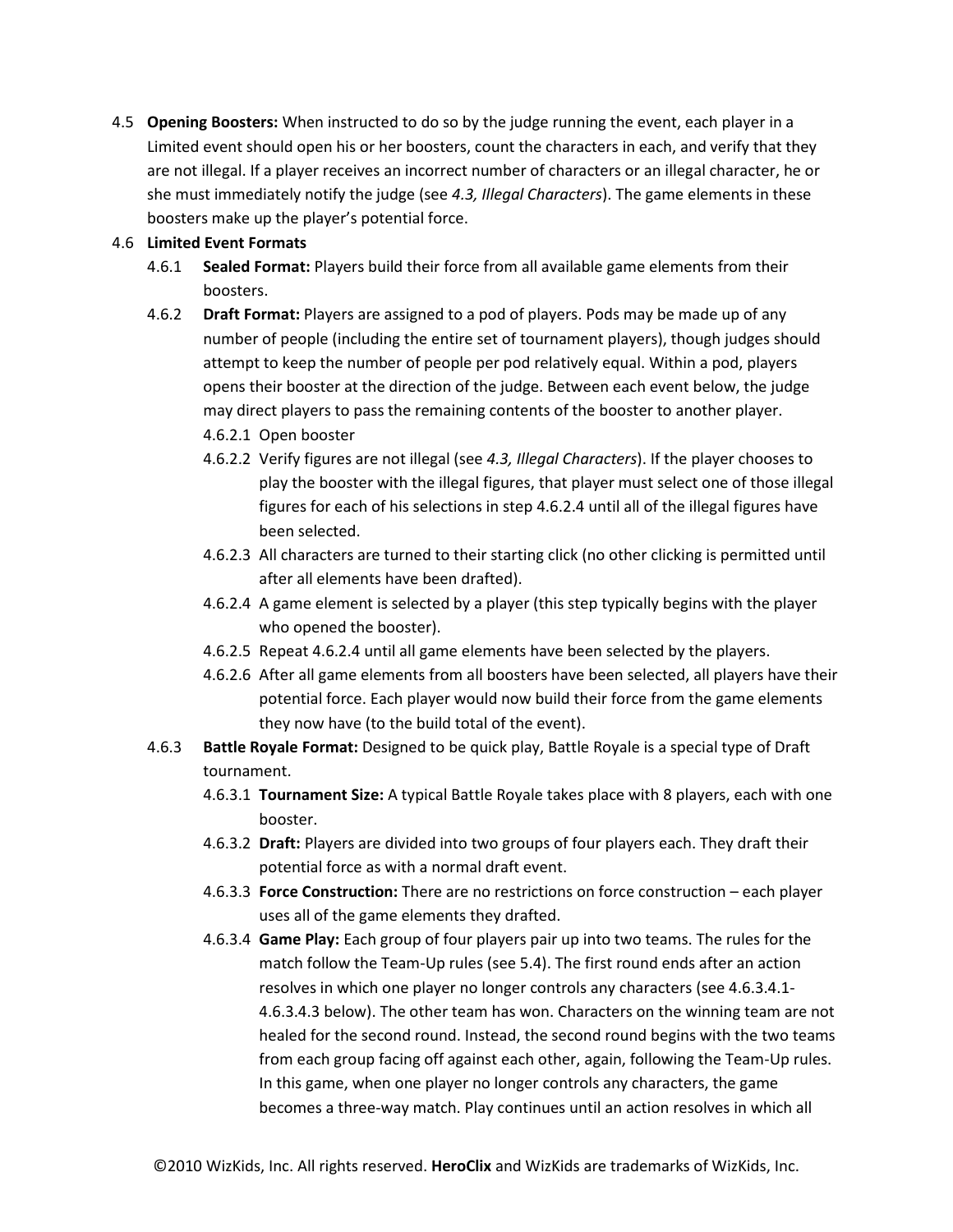4.5 **Opening Boosters:** When instructed to do so by the judge running the event, each player in a Limited event should open his or her boosters, count the characters in each, and verify that they are not illegal. If a player receives an incorrect number of characters or an illegal character, he or she must immediately notify the judge (see *4.3, Illegal Characters*). The game elements in these boosters make up the player's potential force.

4.6 **Limited Event Formats**

- 4.6.1 **Sealed Format:** Players build their force from all available game elements from their boosters.
- 4.6.2 **Draft Format:** Players are assigned to a pod of players. Pods may be made up of any number of people (including the entire set of tournament players), though judges should attempt to keep the number of people per pod relatively equal. Within a pod, players opens their booster at the direction of the judge. Between each event below, the judge may direct players to pass the remaining contents of the booster to another player.
  - 4.6.2.1 Open booster
  - 4.6.2.2 Verify figures are not illegal (see *4.3, Illegal Characters*). If the player chooses to play the booster with the illegal figures, that player must select one of those illegal figures for each of his selections in step 4.6.2.4 until all of the illegal figures have been selected.
  - 4.6.2.3 All characters are turned to their starting click (no other clicking is permitted until after all elements have been drafted).
  - 4.6.2.4 A game element is selected by a player (this step typically begins with the player who opened the booster).
  - 4.6.2.5 Repeat 4.6.2.4 until all game elements have been selected by the players.
  - 4.6.2.6 After all game elements from all boosters have been selected, all players have their potential force. Each player would now build their force from the game elements they now have (to the build total of the event).
- 4.6.3 **Battle Royale Format:** Designed to be quick play, Battle Royale is a special type of Draft tournament.
  - 4.6.3.1 **Tournament Size:** A typical Battle Royale takes place with 8 players, each with one booster.
  - 4.6.3.2 **Draft:** Players are divided into two groups of four players each. They draft their potential force as with a normal draft event.
  - 4.6.3.3 **Force Construction:** There are no restrictions on force construction – each player uses all of the game elements they drafted.
  - 4.6.3.4 **Game Play:** Each group of four players pair up into two teams. The rules for the match follow the Team-Up rules (see 5.4). The first round ends after an action resolves in which one player no longer controls any characters (see 4.6.3.4.1-4.6.3.4.3 below). The other team has won. Characters on the winning team are not healed for the second round. Instead, the second round begins with the two teams from each group facing off against each other, again, following the Team-Up rules. In this game, when one player no longer controls any characters, the game becomes a three-way match. Play continues until an action resolves in which all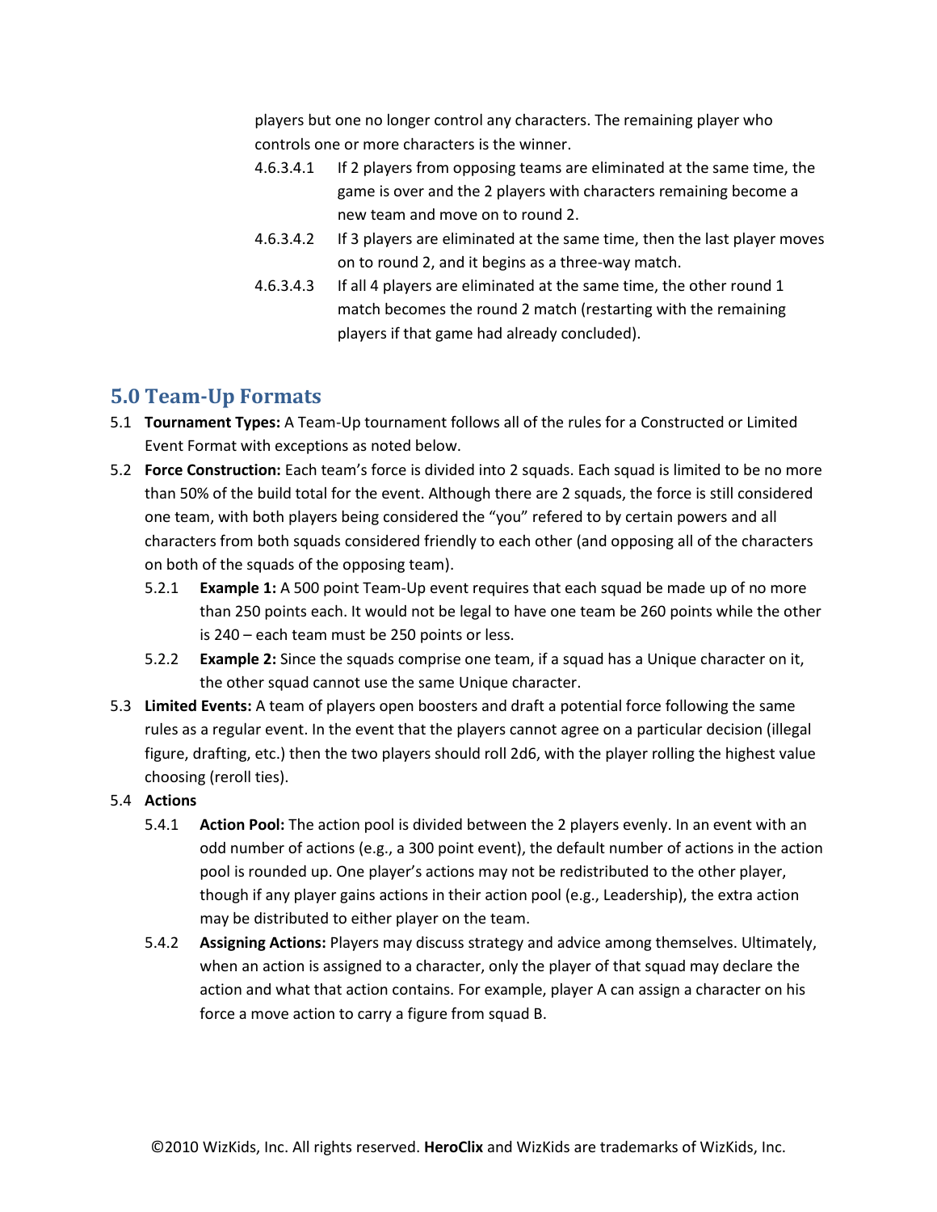players but one no longer control any characters. The remaining player who controls one or more characters is the winner.

- 4.6.3.4.1 If 2 players from opposing teams are eliminated at the same time, the game is over and the 2 players with characters remaining become a new team and move on to round 2.
- 4.6.3.4.2 If 3 players are eliminated at the same time, then the last player moves on to round 2, and it begins as a three-way match.
- 4.6.3.4.3 If all 4 players are eliminated at the same time, the other round 1 match becomes the round 2 match (restarting with the remaining players if that game had already concluded).

## 5.0 Team-Up Formats

5.1 **Tournament Types:** A Team-Up tournament follows all of the rules for a Constructed or Limited Event Format with exceptions as noted below.

5.2 **Force Construction:** Each team's force is divided into 2 squads. Each squad is limited to be no more than 50% of the build total for the event. Although there are 2 squads, the force is still considered one team, with both players being considered the "you" refered to by certain powers and all characters from both squads considered friendly to each other (and opposing all of the characters on both of the squads of the opposing team).

- 5.2.1 **Example 1:** A 500 point Team-Up event requires that each squad be made up of no more than 250 points each. It would not be legal to have one team be 260 points while the other is 240 – each team must be 250 points or less.
- 5.2.2 **Example 2:** Since the squads comprise one team, if a squad has a Unique character on it, the other squad cannot use the same Unique character.

5.3 **Limited Events:** A team of players open boosters and draft a potential force following the same rules as a regular event. In the event that the players cannot agree on a particular decision (illegal figure, drafting, etc.) then the two players should roll 2d6, with the player rolling the highest value choosing (reroll ties).

5.4 **Actions**

- 5.4.1 **Action Pool:** The action pool is divided between the 2 players evenly. In an event with an odd number of actions (e.g., a 300 point event), the default number of actions in the action pool is rounded up. One player's actions may not be redistributed to the other player, though if any player gains actions in their action pool (e.g., Leadership), the extra action may be distributed to either player on the team.
- 5.4.2 **Assigning Actions:** Players may discuss strategy and advice among themselves. Ultimately, when an action is assigned to a character, only the player of that squad may declare the action and what that action contains. For example, player A can assign a character on his force a move action to carry a figure from squad B.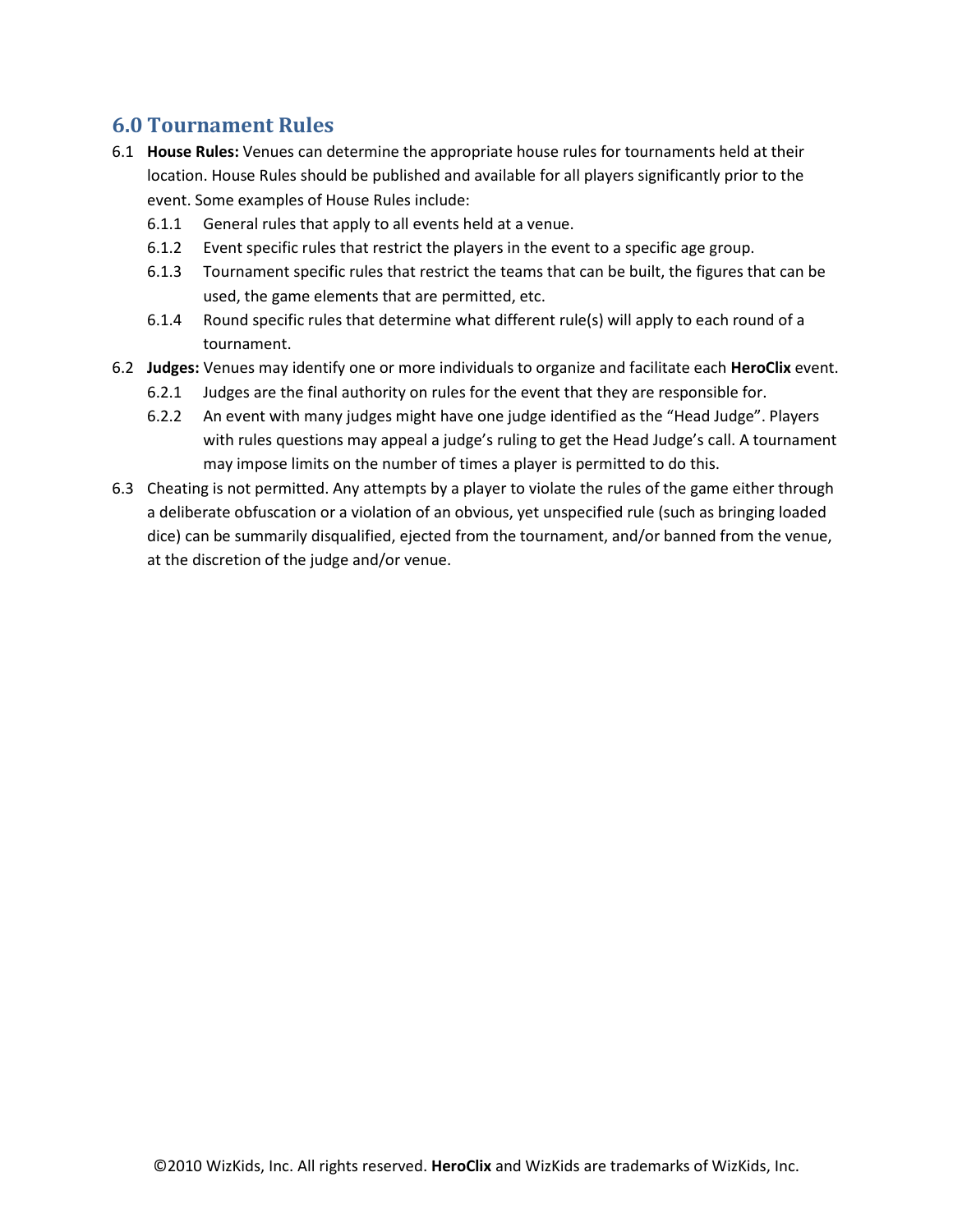## 6.0 Tournament Rules

6.1 **House Rules:** Venues can determine the appropriate house rules for tournaments held at their location. House Rules should be published and available for all players significantly prior to the event. Some examples of House Rules include:

- 6.1.1 General rules that apply to all events held at a venue.
- 6.1.2 Event specific rules that restrict the players in the event to a specific age group.
- 6.1.3 Tournament specific rules that restrict the teams that can be built, the figures that can be used, the game elements that are permitted, etc.
- 6.1.4 Round specific rules that determine what different rule(s) will apply to each round of a tournament.

6.2 **Judges:** Venues may identify one or more individuals to organize and facilitate each **HeroClix** event.

- 6.2.1 Judges are the final authority on rules for the event that they are responsible for.
- 6.2.2 An event with many judges might have one judge identified as the "Head Judge". Players with rules questions may appeal a judge's ruling to get the Head Judge's call. A tournament may impose limits on the number of times a player is permitted to do this.

6.3 Cheating is not permitted. Any attempts by a player to violate the rules of the game either through a deliberate obfuscation or a violation of an obvious, yet unspecified rule (such as bringing loaded dice) can be summarily disqualified, ejected from the tournament, and/or banned from the venue, at the discretion of the judge and/or venue.

©2010 WizKids, Inc. All rights reserved. **HeroClix** and WizKids are trademarks of WizKids, Inc.